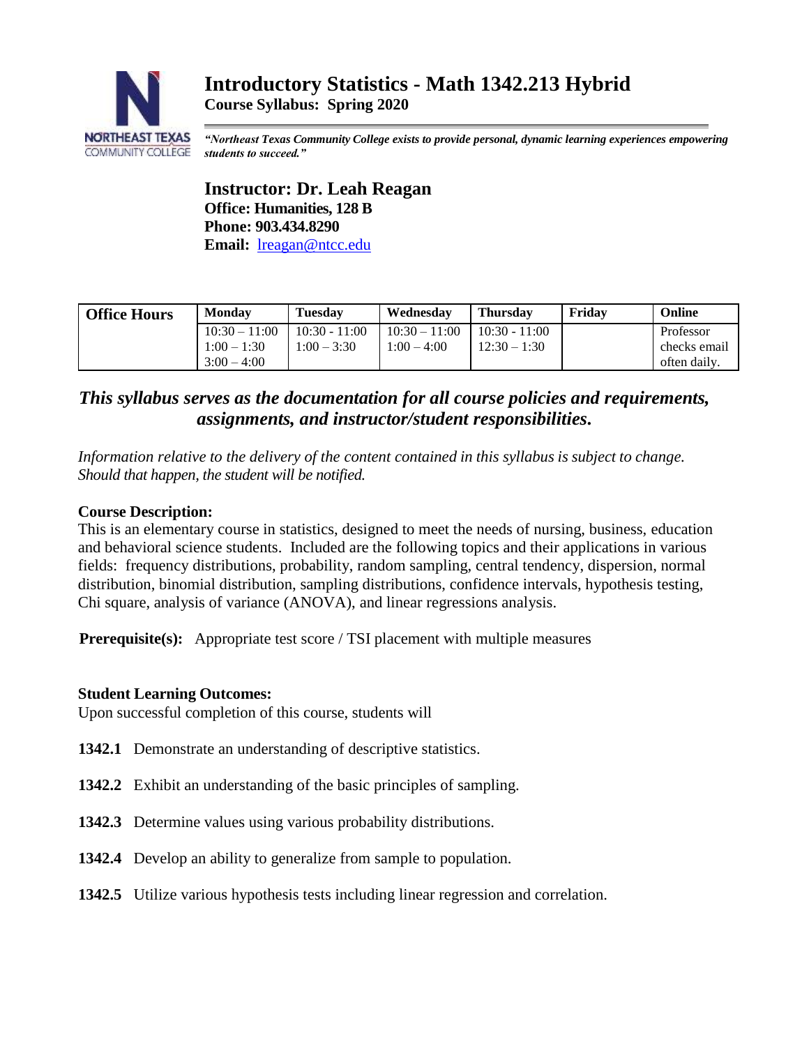# Introductory Statistics - Math 1342.213 Hybrid

**Course Syllabus: Spring 2020**

*"Northeast Texas Community College exists to provide personal, dynamic learning experiences empowering students to succeed."*

## Instructor: Dr. Leah Reagan

**Office: Humanities, 128 B**
**Phone: 903.434.8290**
**Email:** lreagan@ntcc.edu

| Office Hours | Monday | Tuesday | Wednesday | Thursday | Friday | Online |
|---|---|---|---|---|---|---|
| | 10:30 – 11:00<br>1:00 – 1:30<br>3:00 – 4:00 | 10:30 - 11:00<br>1:00 – 3:30 | 10:30 – 11:00<br>1:00 – 4:00 | 10:30 - 11:00<br>12:30 – 1:30 | | Professor checks email often daily. |

### *This syllabus serves as the documentation for all course policies and requirements, assignments, and instructor/student responsibilities.*

*Information relative to the delivery of the content contained in this syllabus is subject to change. Should that happen, the student will be notified.*

**Course Description:**
This is an elementary course in statistics, designed to meet the needs of nursing, business, education and behavioral science students. Included are the following topics and their applications in various fields: frequency distributions, probability, random sampling, central tendency, dispersion, normal distribution, binomial distribution, sampling distributions, confidence intervals, hypothesis testing, Chi square, analysis of variance (ANOVA), and linear regressions analysis.

**Prerequisite(s):** Appropriate test score / TSI placement with multiple measures

**Student Learning Outcomes:**
Upon successful completion of this course, students will

**1342.1** Demonstrate an understanding of descriptive statistics.

**1342.2** Exhibit an understanding of the basic principles of sampling.

**1342.3** Determine values using various probability distributions.

**1342.4** Develop an ability to generalize from sample to population.

**1342.5** Utilize various hypothesis tests including linear regression and correlation.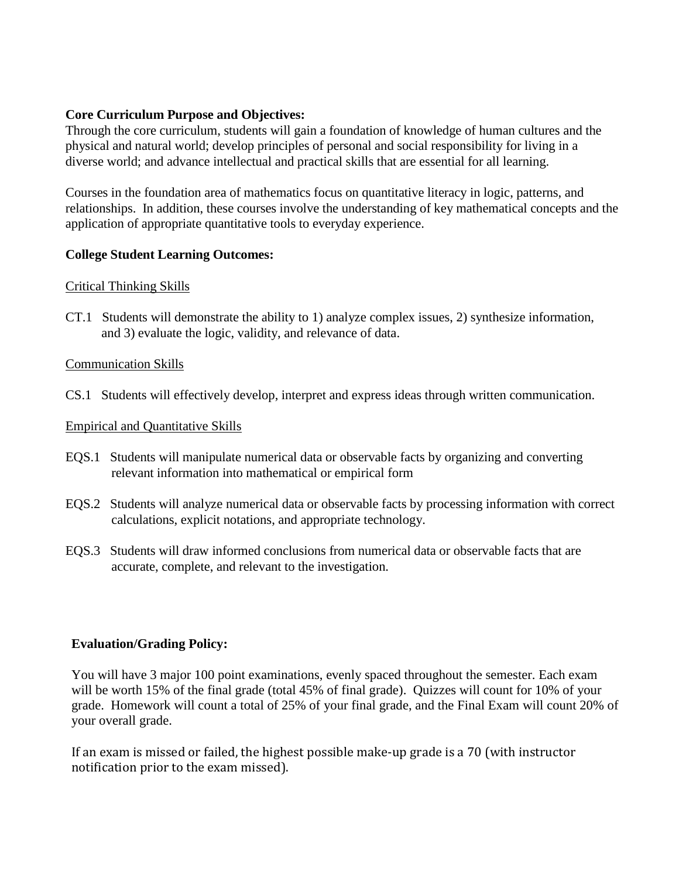**Core Curriculum Purpose and Objectives:**

Through the core curriculum, students will gain a foundation of knowledge of human cultures and the physical and natural world; develop principles of personal and social responsibility for living in a diverse world; and advance intellectual and practical skills that are essential for all learning.

Courses in the foundation area of mathematics focus on quantitative literacy in logic, patterns, and relationships. In addition, these courses involve the understanding of key mathematical concepts and the application of appropriate quantitative tools to everyday experience.

**College Student Learning Outcomes:**

Critical Thinking Skills

CT.1 Students will demonstrate the ability to 1) analyze complex issues, 2) synthesize information, and 3) evaluate the logic, validity, and relevance of data.

Communication Skills

CS.1 Students will effectively develop, interpret and express ideas through written communication.

Empirical and Quantitative Skills

EQS.1 Students will manipulate numerical data or observable facts by organizing and converting relevant information into mathematical or empirical form

EQS.2 Students will analyze numerical data or observable facts by processing information with correct calculations, explicit notations, and appropriate technology.

EQS.3 Students will draw informed conclusions from numerical data or observable facts that are accurate, complete, and relevant to the investigation.

**Evaluation/Grading Policy:**

You will have 3 major 100 point examinations, evenly spaced throughout the semester. Each exam will be worth 15% of the final grade (total 45% of final grade). Quizzes will count for 10% of your grade. Homework will count a total of 25% of your final grade, and the Final Exam will count 20% of your overall grade.

If an exam is missed or failed, the highest possible make-up grade is a 70 (with instructor notification prior to the exam missed).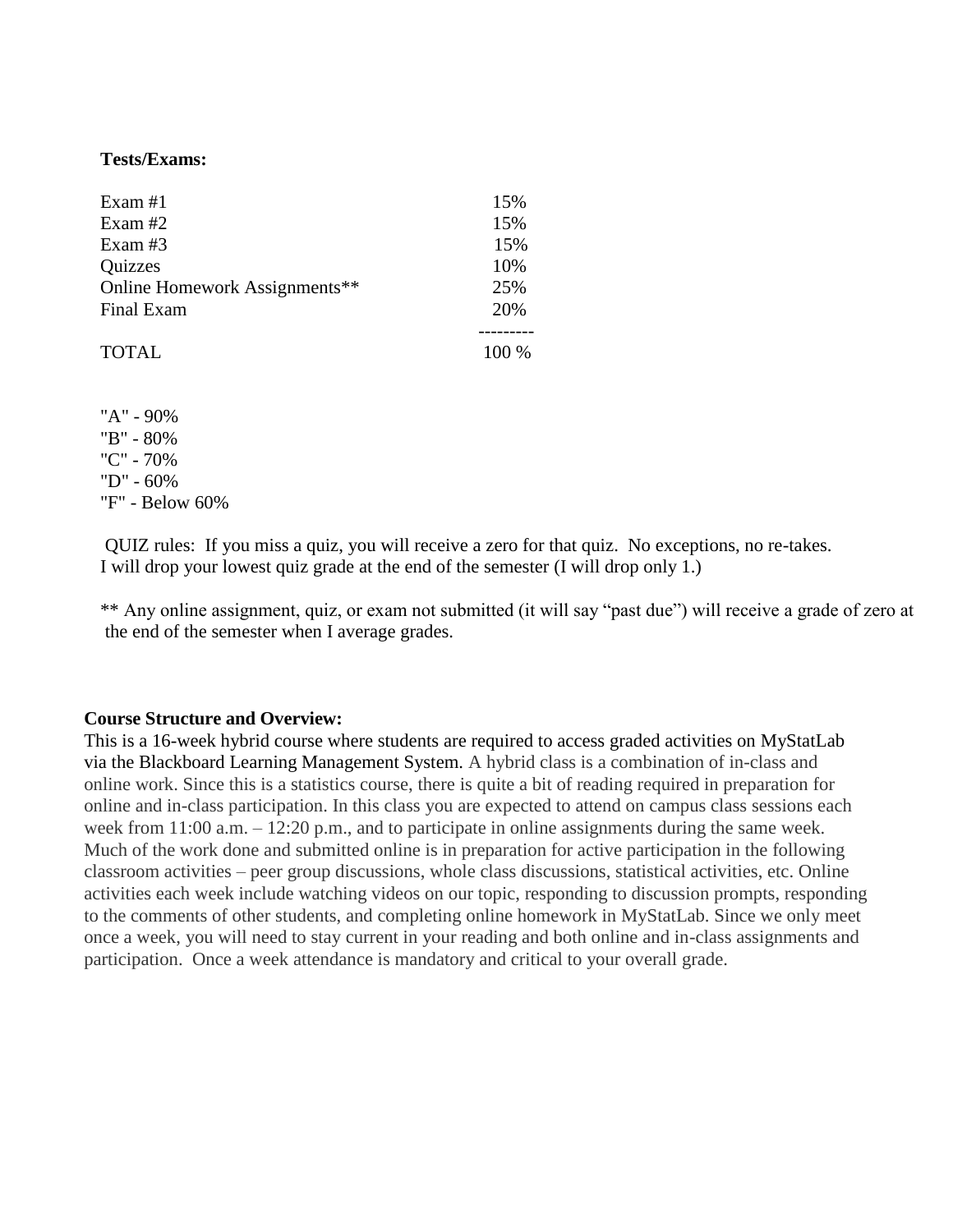**Tests/Exams:**

| | |
|---|---|
| Exam #1 | 15% |
| Exam #2 | 15% |
| Exam #3 | 15% |
| Quizzes | 10% |
| Online Homework Assignments** | 25% |
| Final Exam | 20% |
| TOTAL | 100 % |

"A" - 90%
"B" - 80%
"C" - 70%
"D" - 60%
"F" - Below 60%

QUIZ rules: If you miss a quiz, you will receive a zero for that quiz. No exceptions, no re-takes. I will drop your lowest quiz grade at the end of the semester (I will drop only 1.)

** Any online assignment, quiz, or exam not submitted (it will say "past due") will receive a grade of zero at the end of the semester when I average grades.

**Course Structure and Overview:**

This is a 16-week hybrid course where students are required to access graded activities on MyStatLab via the Blackboard Learning Management System. A hybrid class is a combination of in-class and online work. Since this is a statistics course, there is quite a bit of reading required in preparation for online and in-class participation. In this class you are expected to attend on campus class sessions each week from 11:00 a.m. – 12:20 p.m., and to participate in online assignments during the same week. Much of the work done and submitted online is in preparation for active participation in the following classroom activities – peer group discussions, whole class discussions, statistical activities, etc. Online activities each week include watching videos on our topic, responding to discussion prompts, responding to the comments of other students, and completing online homework in MyStatLab. Since we only meet once a week, you will need to stay current in your reading and both online and in-class assignments and participation. Once a week attendance is mandatory and critical to your overall grade.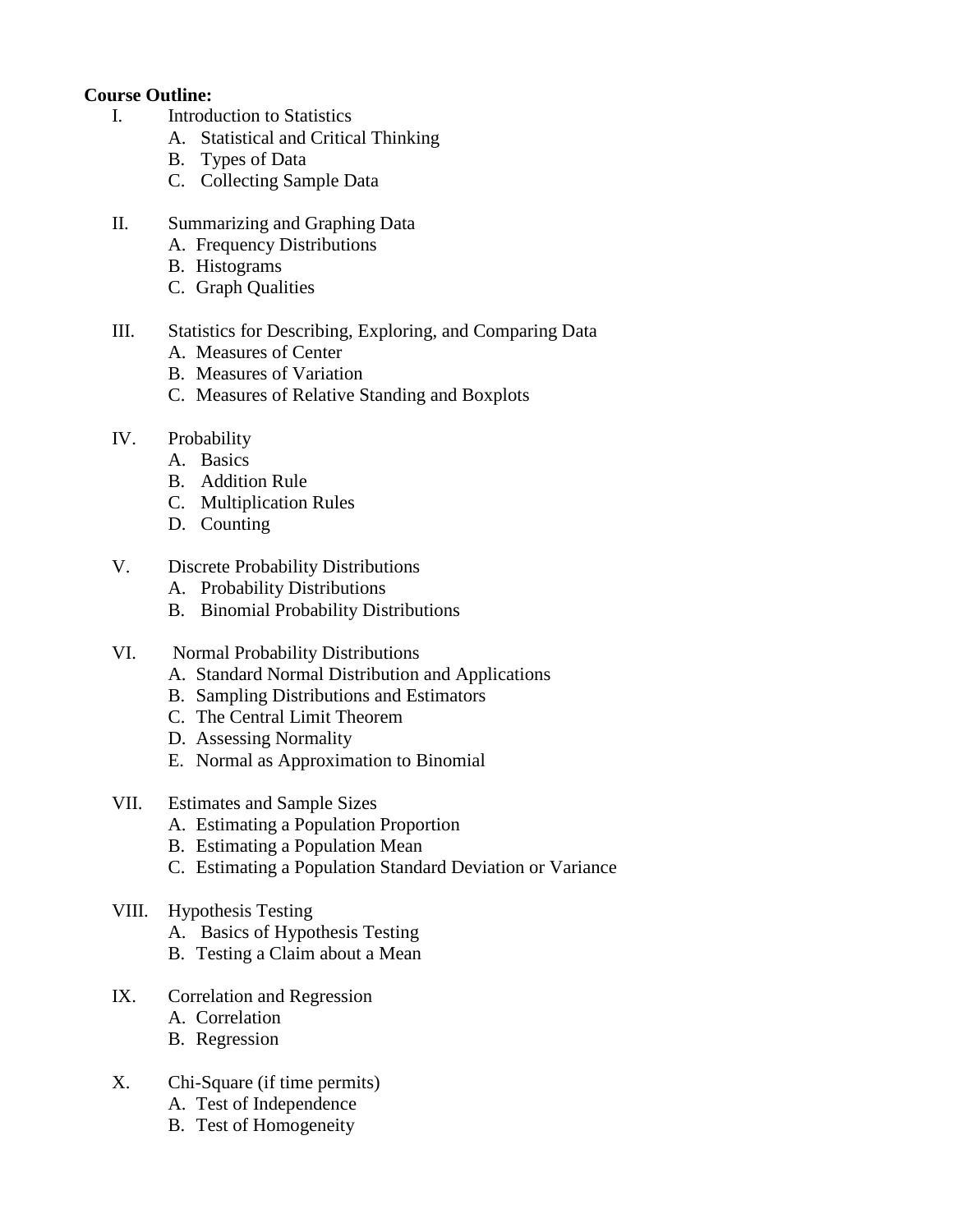**Course Outline:**

I. Introduction to Statistics
   A. Statistical and Critical Thinking
   B. Types of Data
   C. Collecting Sample Data

II. Summarizing and Graphing Data
   A. Frequency Distributions
   B. Histograms
   C. Graph Qualities

III. Statistics for Describing, Exploring, and Comparing Data
   A. Measures of Center
   B. Measures of Variation
   C. Measures of Relative Standing and Boxplots

IV. Probability
   A. Basics
   B. Addition Rule
   C. Multiplication Rules
   D. Counting

V. Discrete Probability Distributions
   A. Probability Distributions
   B. Binomial Probability Distributions

VI. Normal Probability Distributions
   A. Standard Normal Distribution and Applications
   B. Sampling Distributions and Estimators
   C. The Central Limit Theorem
   D. Assessing Normality
   E. Normal as Approximation to Binomial

VII. Estimates and Sample Sizes
   A. Estimating a Population Proportion
   B. Estimating a Population Mean
   C. Estimating a Population Standard Deviation or Variance

VIII. Hypothesis Testing
   A. Basics of Hypothesis Testing
   B. Testing a Claim about a Mean

IX. Correlation and Regression
   A. Correlation
   B. Regression

X. Chi-Square (if time permits)
   A. Test of Independence
   B. Test of Homogeneity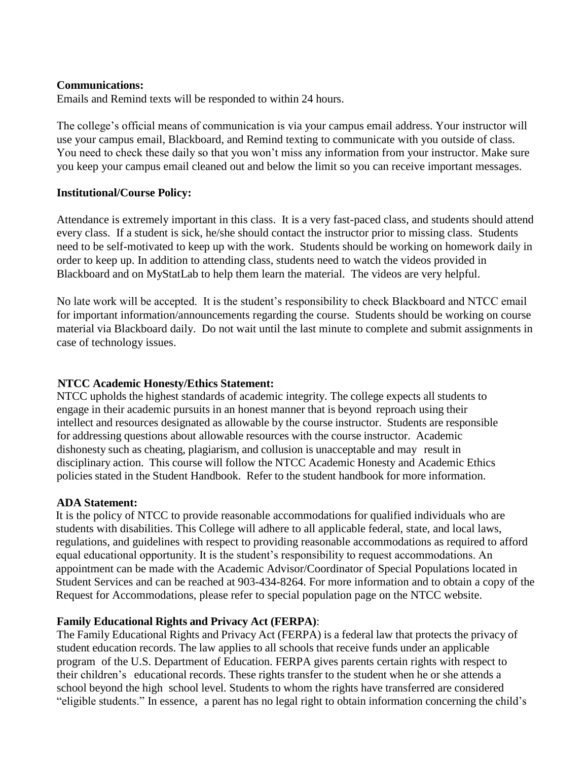**Communications:**
Emails and Remind texts will be responded to within 24 hours.

The college's official means of communication is via your campus email address. Your instructor will use your campus email, Blackboard, and Remind texting to communicate with you outside of class. You need to check these daily so that you won't miss any information from your instructor. Make sure you keep your campus email cleaned out and below the limit so you can receive important messages.

**Institutional/Course Policy:**

Attendance is extremely important in this class. It is a very fast-paced class, and students should attend every class. If a student is sick, he/she should contact the instructor prior to missing class. Students need to be self-motivated to keep up with the work. Students should be working on homework daily in order to keep up. In addition to attending class, students need to watch the videos provided in Blackboard and on MyStatLab to help them learn the material. The videos are very helpful.

No late work will be accepted. It is the student's responsibility to check Blackboard and NTCC email for important information/announcements regarding the course. Students should be working on course material via Blackboard daily. Do not wait until the last minute to complete and submit assignments in case of technology issues.

**NTCC Academic Honesty/Ethics Statement:**
NTCC upholds the highest standards of academic integrity. The college expects all students to engage in their academic pursuits in an honest manner that is beyond reproach using their intellect and resources designated as allowable by the course instructor. Students are responsible for addressing questions about allowable resources with the course instructor. Academic dishonesty such as cheating, plagiarism, and collusion is unacceptable and may result in disciplinary action. This course will follow the NTCC Academic Honesty and Academic Ethics policies stated in the Student Handbook. Refer to the student handbook for more information.

**ADA Statement:**
It is the policy of NTCC to provide reasonable accommodations for qualified individuals who are students with disabilities. This College will adhere to all applicable federal, state, and local laws, regulations, and guidelines with respect to providing reasonable accommodations as required to afford equal educational opportunity. It is the student's responsibility to request accommodations. An appointment can be made with the Academic Advisor/Coordinator of Special Populations located in Student Services and can be reached at 903-434-8264. For more information and to obtain a copy of the Request for Accommodations, please refer to special population page on the NTCC website.

**Family Educational Rights and Privacy Act (FERPA)**:
The Family Educational Rights and Privacy Act (FERPA) is a federal law that protects the privacy of student education records. The law applies to all schools that receive funds under an applicable program of the U.S. Department of Education. FERPA gives parents certain rights with respect to their children's educational records. These rights transfer to the student when he or she attends a school beyond the high school level. Students to whom the rights have transferred are considered "eligible students." In essence, a parent has no legal right to obtain information concerning the child's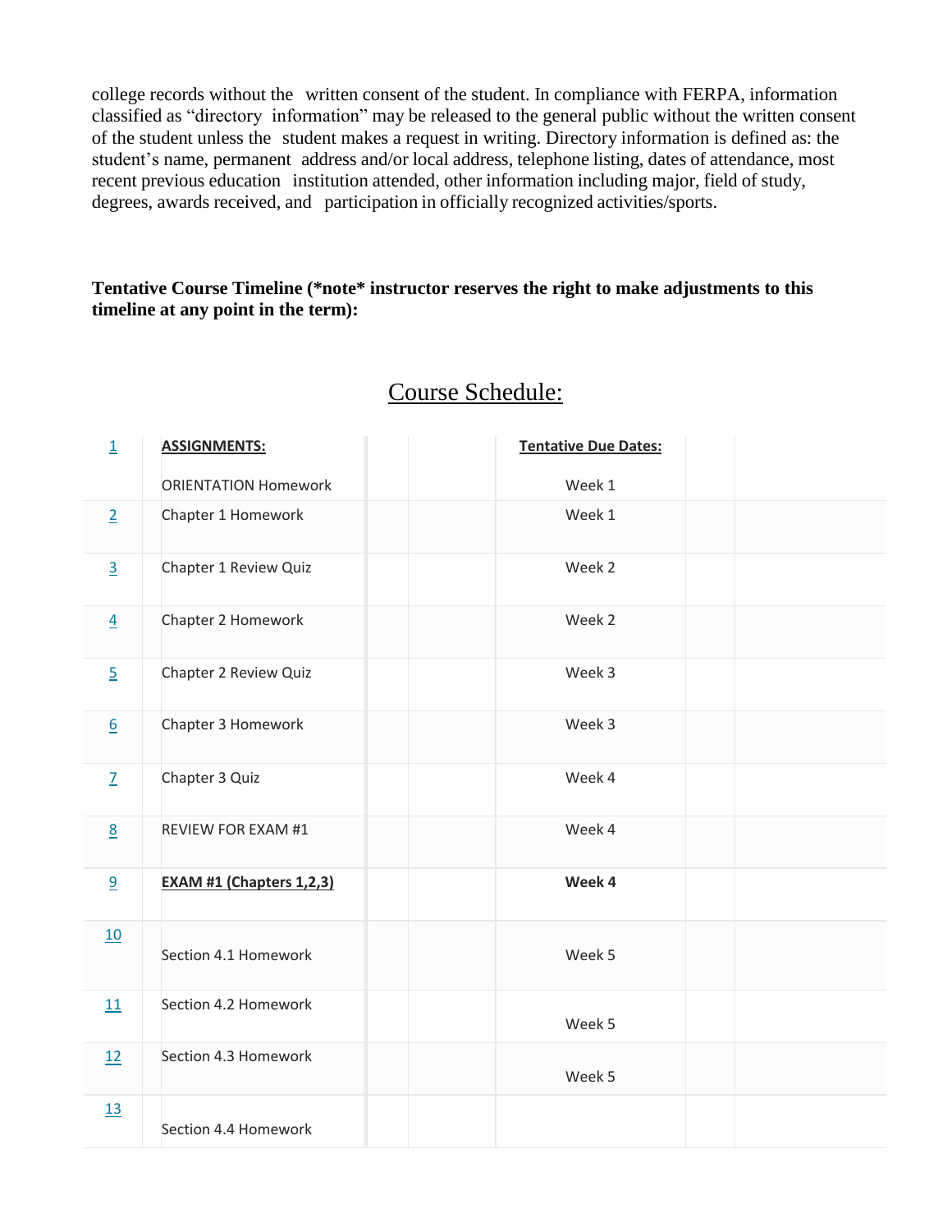college records without the written consent of the student. In compliance with FERPA, information classified as "directory information" may be released to the general public without the written consent of the student unless the student makes a request in writing. Directory information is defined as: the student's name, permanent address and/or local address, telephone listing, dates of attendance, most recent previous education institution attended, other information including major, field of study, degrees, awards received, and participation in officially recognized activities/sports.

**Tentative Course Timeline (*note* instructor reserves the right to make adjustments to this timeline at any point in the term):**

## Course Schedule:

| | **ASSIGNMENTS:** | **Tentative Due Dates:** |
|---|---|---|
| 1 | ORIENTATION Homework | Week 1 |
| 2 | Chapter 1 Homework | Week 1 |
| 3 | Chapter 1 Review Quiz | Week 2 |
| 4 | Chapter 2 Homework | Week 2 |
| 5 | Chapter 2 Review Quiz | Week 3 |
| 6 | Chapter 3 Homework | Week 3 |
| 7 | Chapter 3 Quiz | Week 4 |
| 8 | REVIEW FOR EXAM #1 | Week 4 |
| 9 | **EXAM #1 (Chapters 1,2,3)** | **Week 4** |
| 10 | Section 4.1 Homework | Week 5 |
| 11 | Section 4.2 Homework | Week 5 |
| 12 | Section 4.3 Homework | Week 5 |
| 13 | Section 4.4 Homework | |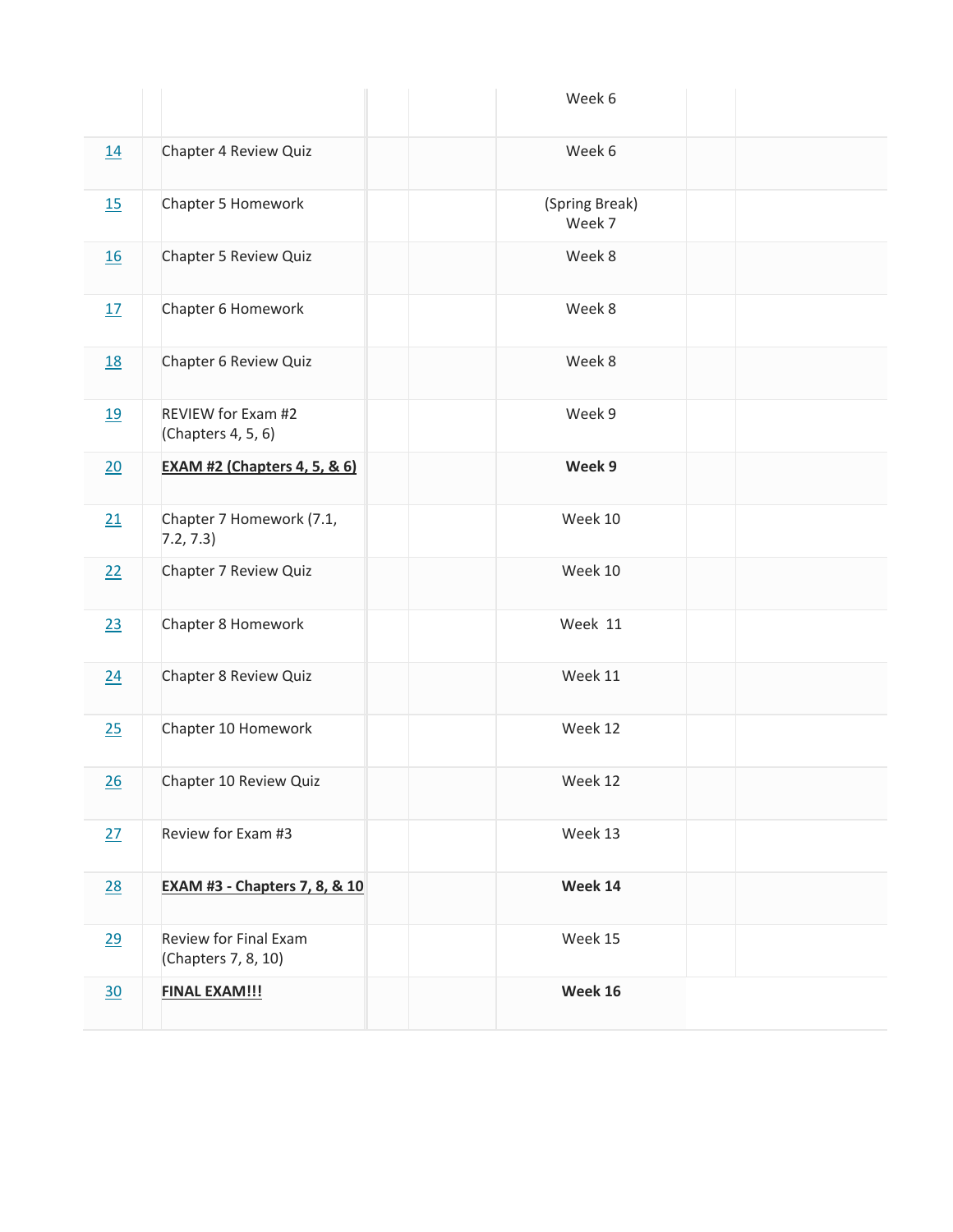| | | | | | | |
|---|---|---|---|---|---|---|
| | | | | Week 6 | | |
| 14 | Chapter 4 Review Quiz | | | Week 6 | | |
| 15 | Chapter 5 Homework | | | (Spring Break) Week 7 | | |
| 16 | Chapter 5 Review Quiz | | | Week 8 | | |
| 17 | Chapter 6 Homework | | | Week 8 | | |
| 18 | Chapter 6 Review Quiz | | | Week 8 | | |
| 19 | REVIEW for Exam #2 (Chapters 4, 5, 6) | | | Week 9 | | |
| 20 | **EXAM #2 (Chapters 4, 5, & 6)** | | | **Week 9** | | |
| 21 | Chapter 7 Homework (7.1, 7.2, 7.3) | | | Week 10 | | |
| 22 | Chapter 7 Review Quiz | | | Week 10 | | |
| 23 | Chapter 8 Homework | | | Week 11 | | |
| 24 | Chapter 8 Review Quiz | | | Week 11 | | |
| 25 | Chapter 10 Homework | | | Week 12 | | |
| 26 | Chapter 10 Review Quiz | | | Week 12 | | |
| 27 | Review for Exam #3 | | | Week 13 | | |
| 28 | **EXAM #3 - Chapters 7, 8, & 10** | | | **Week 14** | | |
| 29 | Review for Final Exam (Chapters 7, 8, 10) | | | Week 15 | | |
| 30 | **FINAL EXAM!!!** | | | **Week 16** | | |